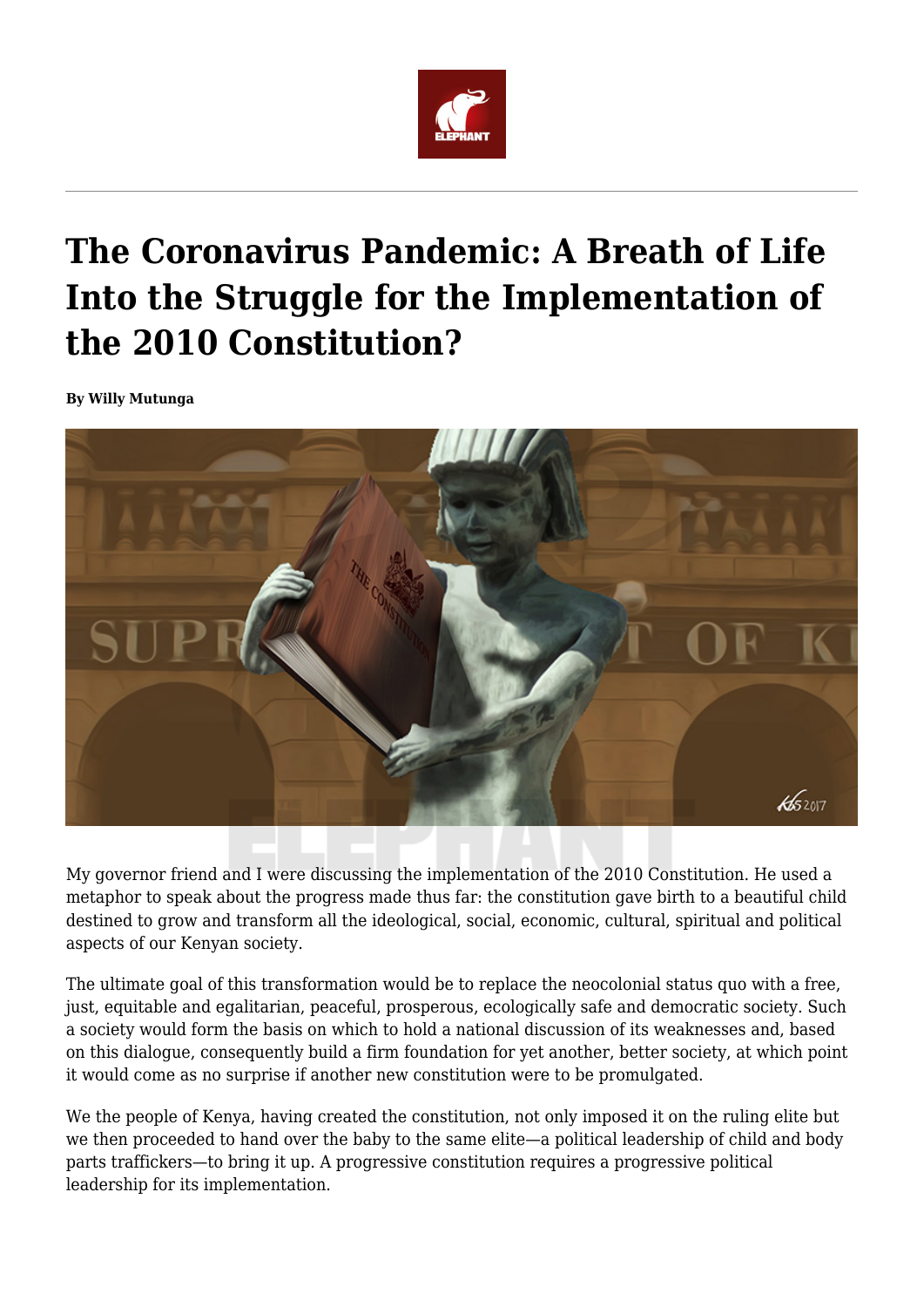# The Coronavirus Pandemic: A Breath of Life Into the Struggle for the Implementation of the 2010 Constitution?

**By Willy Mutunga**

My governor friend and I were discussing the implementation of the 2010 Constitution. He used a metaphor to speak about the progress made thus far: the constitution gave birth to a beautiful child destined to grow and transform all the ideological, social, economic, cultural, spiritual and political aspects of our Kenyan society.

The ultimate goal of this transformation would be to replace the neocolonial status quo with a free, just, equitable and egalitarian, peaceful, prosperous, ecologically safe and democratic society. Such a society would form the basis on which to hold a national discussion of its weaknesses and, based on this dialogue, consequently build a firm foundation for yet another, better society, at which point it would come as no surprise if another new constitution were to be promulgated.

We the people of Kenya, having created the constitution, not only imposed it on the ruling elite but we then proceeded to hand over the baby to the same elite—a political leadership of child and body parts traffickers—to bring it up. A progressive constitution requires a progressive political leadership for its implementation.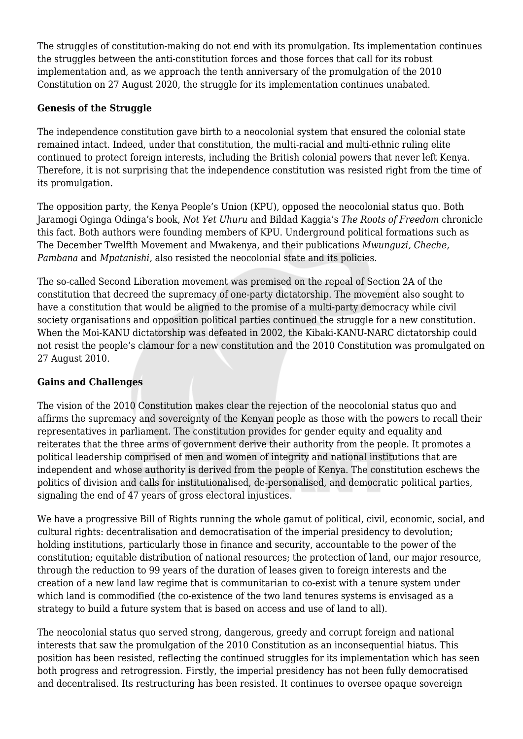The struggles of constitution-making do not end with its promulgation. Its implementation continues the struggles between the anti-constitution forces and those forces that call for its robust implementation and, as we approach the tenth anniversary of the promulgation of the 2010 Constitution on 27 August 2020, the struggle for its implementation continues unabated.

**Genesis of the Struggle**

The independence constitution gave birth to a neocolonial system that ensured the colonial state remained intact. Indeed, under that constitution, the multi-racial and multi-ethnic ruling elite continued to protect foreign interests, including the British colonial powers that never left Kenya. Therefore, it is not surprising that the independence constitution was resisted right from the time of its promulgation.

The opposition party, the Kenya People's Union (KPU), opposed the neocolonial status quo. Both Jaramogi Oginga Odinga's book, *Not Yet Uhuru* and Bildad Kaggia's *The Roots of Freedom* chronicle this fact. Both authors were founding members of KPU. Underground political formations such as The December Twelfth Movement and Mwakenya, and their publications *Mwunguzi, Cheche, Pambana* and *Mpatanishi,* also resisted the neocolonial state and its policies.

The so-called Second Liberation movement was premised on the repeal of Section 2A of the constitution that decreed the supremacy of one-party dictatorship. The movement also sought to have a constitution that would be aligned to the promise of a multi-party democracy while civil society organisations and opposition political parties continued the struggle for a new constitution. When the Moi-KANU dictatorship was defeated in 2002, the Kibaki-KANU-NARC dictatorship could not resist the people's clamour for a new constitution and the 2010 Constitution was promulgated on 27 August 2010.

**Gains and Challenges**

The vision of the 2010 Constitution makes clear the rejection of the neocolonial status quo and affirms the supremacy and sovereignty of the Kenyan people as those with the powers to recall their representatives in parliament. The constitution provides for gender equity and equality and reiterates that the three arms of government derive their authority from the people. It promotes a political leadership comprised of men and women of integrity and national institutions that are independent and whose authority is derived from the people of Kenya. The constitution eschews the politics of division and calls for institutionalised, de-personalised, and democratic political parties, signaling the end of 47 years of gross electoral injustices.

We have a progressive Bill of Rights running the whole gamut of political, civil, economic, social, and cultural rights: decentralisation and democratisation of the imperial presidency to devolution; holding institutions, particularly those in finance and security, accountable to the power of the constitution; equitable distribution of national resources; the protection of land, our major resource, through the reduction to 99 years of the duration of leases given to foreign interests and the creation of a new land law regime that is communitarian to co-exist with a tenure system under which land is commodified (the co-existence of the two land tenures systems is envisaged as a strategy to build a future system that is based on access and use of land to all).

The neocolonial status quo served strong, dangerous, greedy and corrupt foreign and national interests that saw the promulgation of the 2010 Constitution as an inconsequential hiatus. This position has been resisted, reflecting the continued struggles for its implementation which has seen both progress and retrogression. Firstly, the imperial presidency has not been fully democratised and decentralised. Its restructuring has been resisted. It continues to oversee opaque sovereign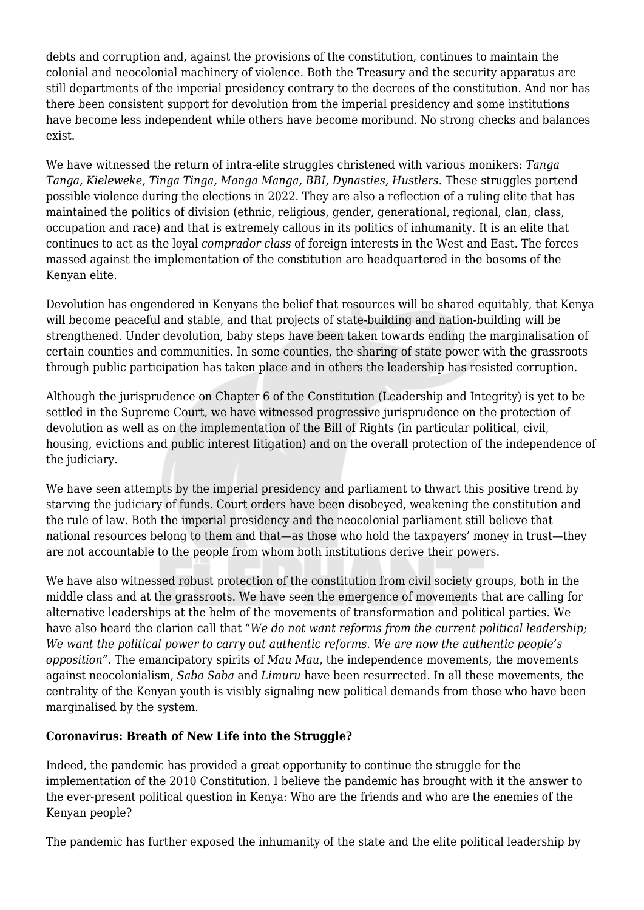debts and corruption and, against the provisions of the constitution, continues to maintain the colonial and neocolonial machinery of violence. Both the Treasury and the security apparatus are still departments of the imperial presidency contrary to the decrees of the constitution. And nor has there been consistent support for devolution from the imperial presidency and some institutions have become less independent while others have become moribund. No strong checks and balances exist.

We have witnessed the return of intra-elite struggles christened with various monikers: *Tanga Tanga, Kieleweke, Tinga Tinga, Manga Manga, BBI, Dynasties, Hustlers.* These struggles portend possible violence during the elections in 2022. They are also a reflection of a ruling elite that has maintained the politics of division (ethnic, religious, gender, generational, regional, clan, class, occupation and race) and that is extremely callous in its politics of inhumanity. It is an elite that continues to act as the loyal *comprador class* of foreign interests in the West and East. The forces massed against the implementation of the constitution are headquartered in the bosoms of the Kenyan elite.

Devolution has engendered in Kenyans the belief that resources will be shared equitably, that Kenya will become peaceful and stable, and that projects of state-building and nation-building will be strengthened. Under devolution, baby steps have been taken towards ending the marginalisation of certain counties and communities. In some counties, the sharing of state power with the grassroots through public participation has taken place and in others the leadership has resisted corruption.

Although the jurisprudence on Chapter 6 of the Constitution (Leadership and Integrity) is yet to be settled in the Supreme Court, we have witnessed progressive jurisprudence on the protection of devolution as well as on the implementation of the Bill of Rights (in particular political, civil, housing, evictions and public interest litigation) and on the overall protection of the independence of the judiciary.

We have seen attempts by the imperial presidency and parliament to thwart this positive trend by starving the judiciary of funds. Court orders have been disobeyed, weakening the constitution and the rule of law. Both the imperial presidency and the neocolonial parliament still believe that national resources belong to them and that—as those who hold the taxpayers' money in trust—they are not accountable to the people from whom both institutions derive their powers.

We have also witnessed robust protection of the constitution from civil society groups, both in the middle class and at the grassroots. We have seen the emergence of movements that are calling for alternative leaderships at the helm of the movements of transformation and political parties. We have also heard the clarion call that "*We do not want reforms from the current political leadership; We want the political power to carry out authentic reforms. We are now the authentic people's opposition*". The emancipatory spirits of *Mau Mau*, the independence movements, the movements against neocolonialism, *Saba Saba* and *Limuru* have been resurrected. In all these movements, the centrality of the Kenyan youth is visibly signaling new political demands from those who have been marginalised by the system.

**Coronavirus: Breath of New Life into the Struggle?**

Indeed, the pandemic has provided a great opportunity to continue the struggle for the implementation of the 2010 Constitution. I believe the pandemic has brought with it the answer to the ever-present political question in Kenya: Who are the friends and who are the enemies of the Kenyan people?

The pandemic has further exposed the inhumanity of the state and the elite political leadership by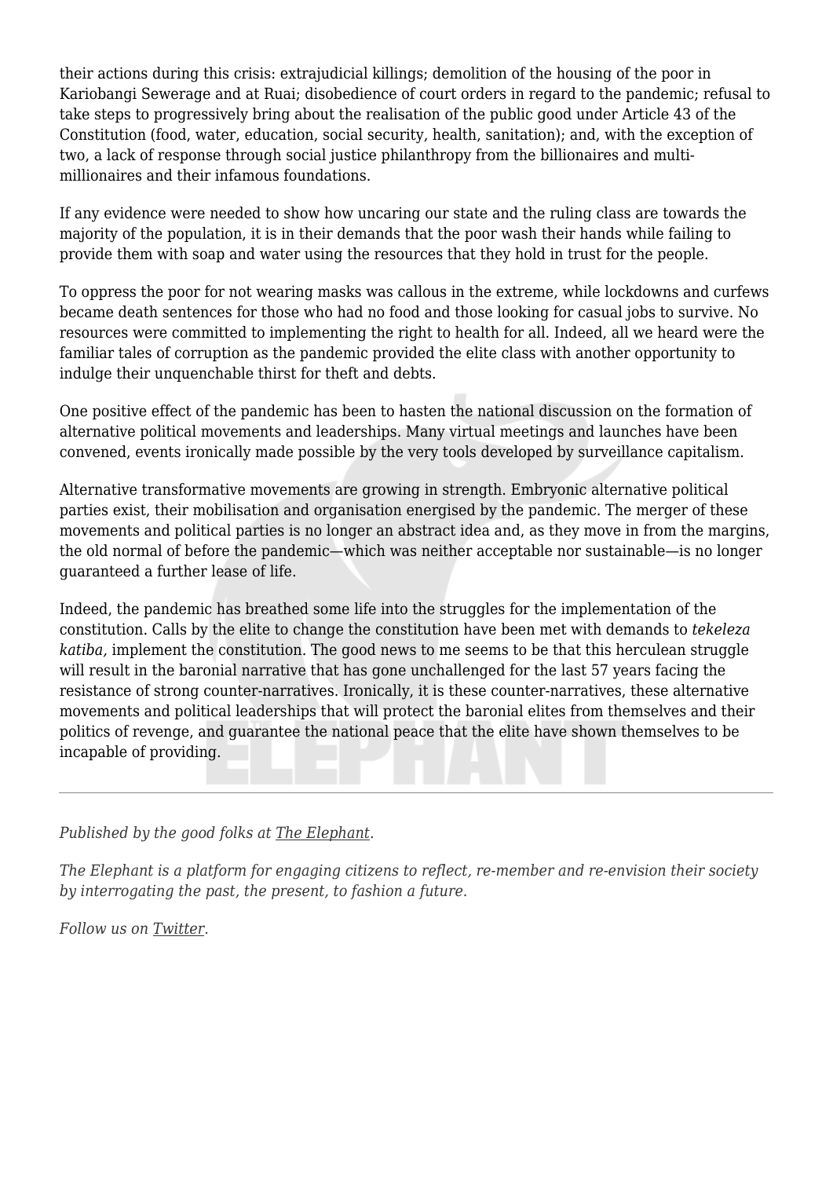their actions during this crisis: extrajudicial killings; demolition of the housing of the poor in Kariobangi Sewerage and at Ruai; disobedience of court orders in regard to the pandemic; refusal to take steps to progressively bring about the realisation of the public good under Article 43 of the Constitution (food, water, education, social security, health, sanitation); and, with the exception of two, a lack of response through social justice philanthropy from the billionaires and multi-millionaires and their infamous foundations.

If any evidence were needed to show how uncaring our state and the ruling class are towards the majority of the population, it is in their demands that the poor wash their hands while failing to provide them with soap and water using the resources that they hold in trust for the people.

To oppress the poor for not wearing masks was callous in the extreme, while lockdowns and curfews became death sentences for those who had no food and those looking for casual jobs to survive. No resources were committed to implementing the right to health for all. Indeed, all we heard were the familiar tales of corruption as the pandemic provided the elite class with another opportunity to indulge their unquenchable thirst for theft and debts.

One positive effect of the pandemic has been to hasten the national discussion on the formation of alternative political movements and leaderships. Many virtual meetings and launches have been convened, events ironically made possible by the very tools developed by surveillance capitalism.

Alternative transformative movements are growing in strength. Embryonic alternative political parties exist, their mobilisation and organisation energised by the pandemic. The merger of these movements and political parties is no longer an abstract idea and, as they move in from the margins, the old normal of before the pandemic—which was neither acceptable nor sustainable—is no longer guaranteed a further lease of life.

Indeed, the pandemic has breathed some life into the struggles for the implementation of the constitution. Calls by the elite to change the constitution have been met with demands to *tekeleza katiba,* implement the constitution. The good news to me seems to be that this herculean struggle will result in the baronial narrative that has gone unchallenged for the last 57 years facing the resistance of strong counter-narratives. Ironically, it is these counter-narratives, these alternative movements and political leaderships that will protect the baronial elites from themselves and their politics of revenge, and guarantee the national peace that the elite have shown themselves to be incapable of providing.

---

*Published by the good folks at The Elephant.*

*The Elephant is a platform for engaging citizens to reflect, re-member and re-envision their society by interrogating the past, the present, to fashion a future.*

*Follow us on Twitter.*